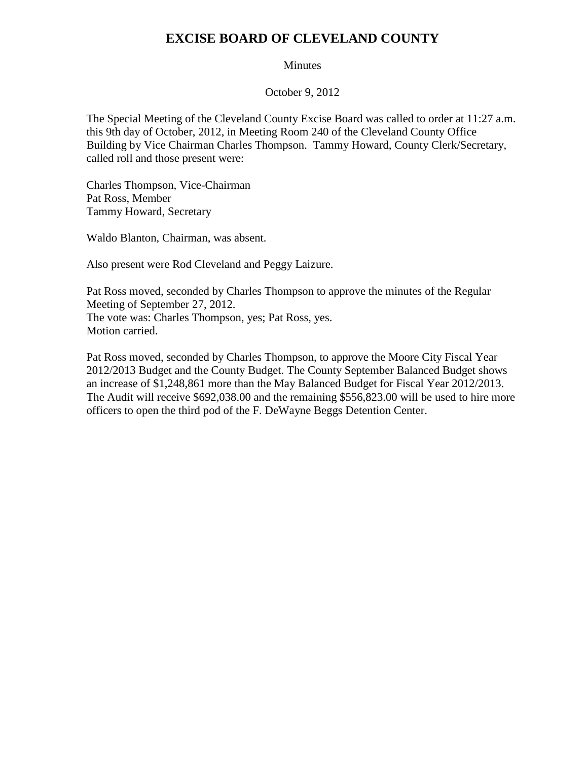# EXCISE BOARD OF CLEVELAND COUNTY

Minutes

October 9, 2012

The Special Meeting of the Cleveland County Excise Board was called to order at 11:27 a.m. this 9th day of October, 2012, in Meeting Room 240 of the Cleveland County Office Building by Vice Chairman Charles Thompson. Tammy Howard, County Clerk/Secretary, called roll and those present were:

Charles Thompson, Vice-Chairman
Pat Ross, Member
Tammy Howard, Secretary

Waldo Blanton, Chairman, was absent.

Also present were Rod Cleveland and Peggy Laizure.

Pat Ross moved, seconded by Charles Thompson to approve the minutes of the Regular Meeting of September 27, 2012.
The vote was: Charles Thompson, yes; Pat Ross, yes.
Motion carried.

Pat Ross moved, seconded by Charles Thompson, to approve the Moore City Fiscal Year 2012/2013 Budget and the County Budget. The County September Balanced Budget shows an increase of $1,248,861 more than the May Balanced Budget for Fiscal Year 2012/2013. The Audit will receive $692,038.00 and the remaining $556,823.00 will be used to hire more officers to open the third pod of the F. DeWayne Beggs Detention Center.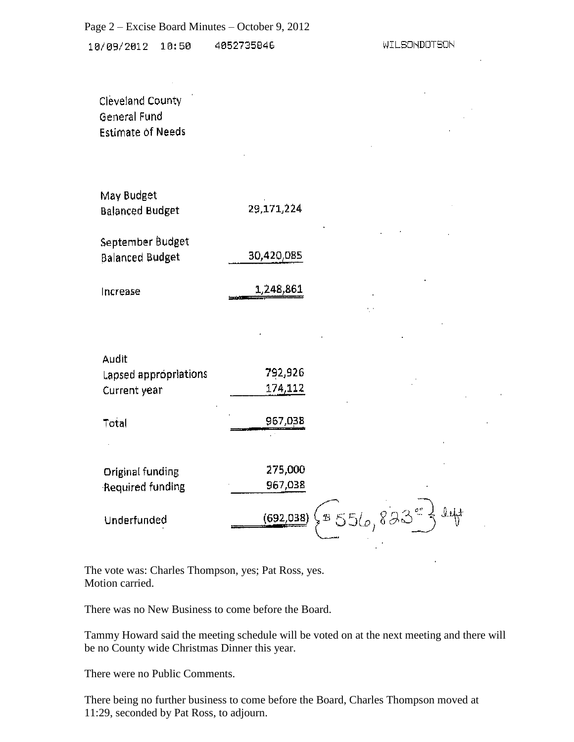10/09/2012 10:50 4052735846 WILSONDOTSON

Cleveland County
General Fund
Estimate of Needs

| | |
|---|---|
| May Budget Balanced Budget | 29,171,224 |
| September Budget Balanced Budget | 30,420,085 |
| Increase | 1,248,861 |

| | |
|---|---|
| Audit | |
| Lapsed appropriations | 792,926 |
| Current year | 174,112 |
| Total | 967,038 |

| | |
|---|---|
| Original funding | 275,000 |
| Required funding | 967,038 |
| Underfunded | (692,038) {$556,823.00} left |

The vote was: Charles Thompson, yes; Pat Ross, yes.
Motion carried.

There was no New Business to come before the Board.

Tammy Howard said the meeting schedule will be voted on at the next meeting and there will be no County wide Christmas Dinner this year.

There were no Public Comments.

There being no further business to come before the Board, Charles Thompson moved at 11:29, seconded by Pat Ross, to adjourn.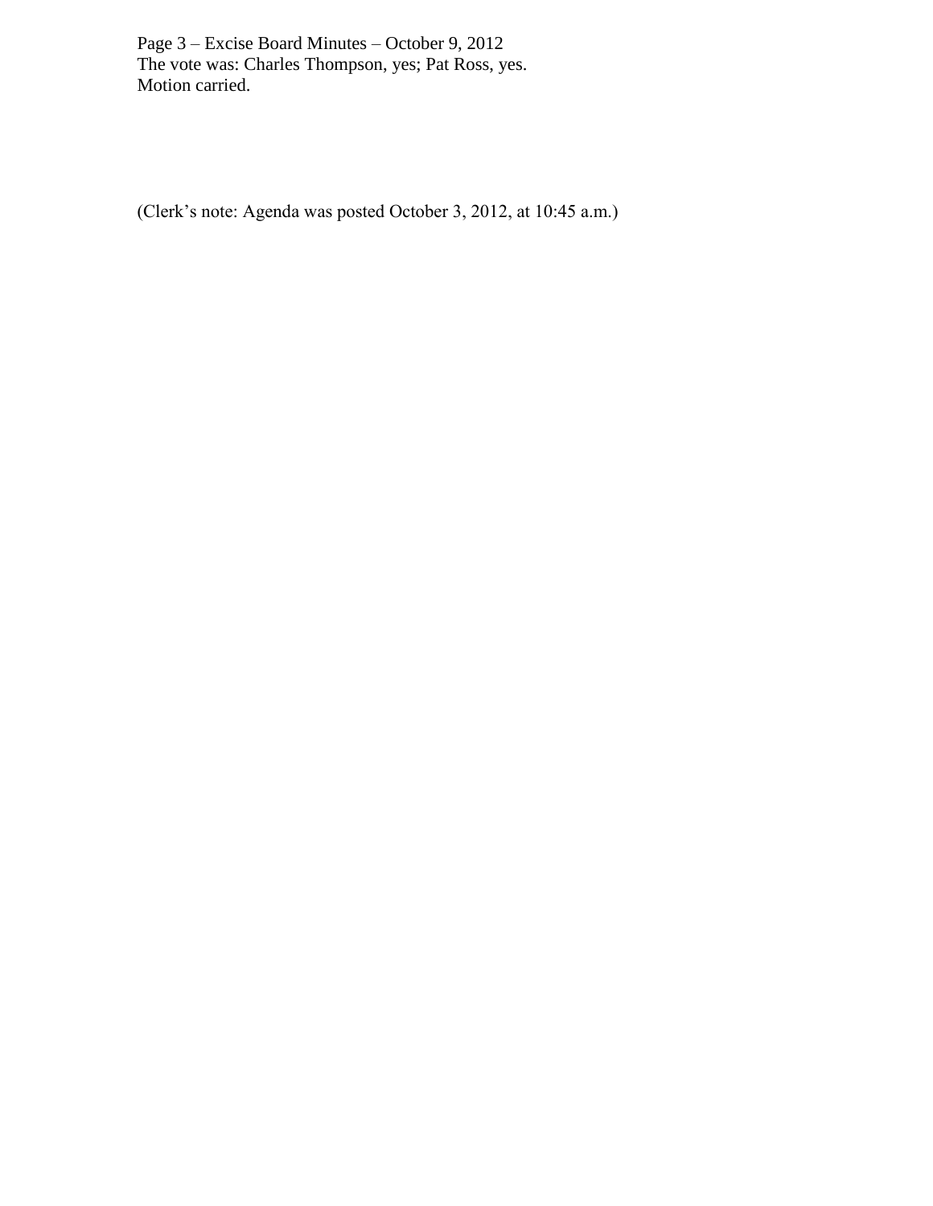The vote was: Charles Thompson, yes; Pat Ross, yes.
Motion carried.

(Clerk's note: Agenda was posted October 3, 2012, at 10:45 a.m.)